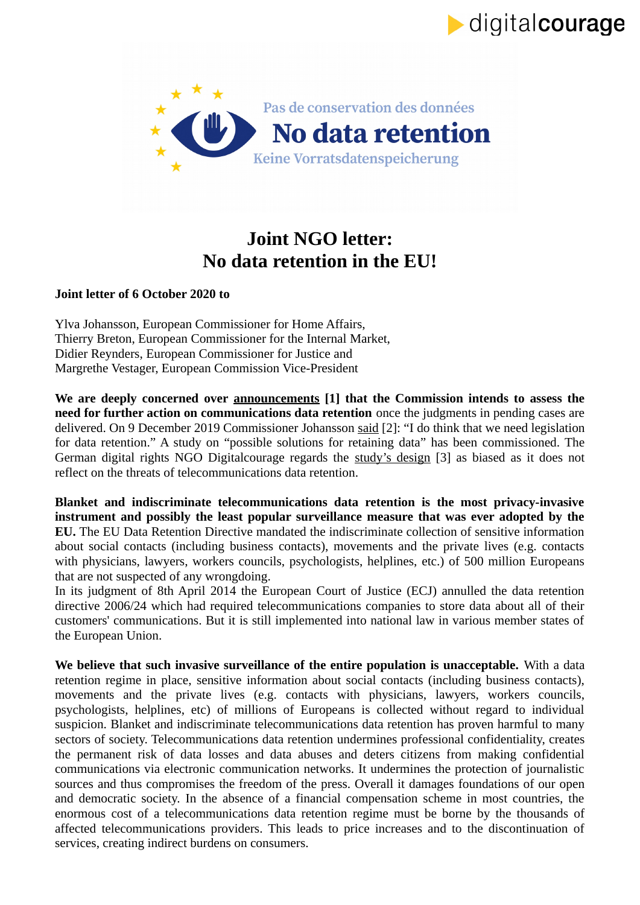digitalcourage

Pas de conservation des données

No data retention

Keine Vorratsdatenspeicherung

# Joint NGO letter:
# No data retention in the EU!

**Joint letter of 6 October 2020 to**

Ylva Johansson, European Commissioner for Home Affairs,
Thierry Breton, European Commissioner for the Internal Market,
Didier Reynders, European Commissioner for Justice and
Margrethe Vestager, European Commission Vice-President

**We are deeply concerned over announcements [1] that the Commission intends to assess the need for further action on communications data retention** once the judgments in pending cases are delivered. On 9 December 2019 Commissioner Johansson said [2]: "I do think that we need legislation for data retention." A study on "possible solutions for retaining data" has been commissioned. The German digital rights NGO Digitalcourage regards the study's design [3] as biased as it does not reflect on the threats of telecommunications data retention.

**Blanket and indiscriminate telecommunications data retention is the most privacy-invasive instrument and possibly the least popular surveillance measure that was ever adopted by the EU.** The EU Data Retention Directive mandated the indiscriminate collection of sensitive information about social contacts (including business contacts), movements and the private lives (e.g. contacts with physicians, lawyers, workers councils, psychologists, helplines, etc.) of 500 million Europeans that are not suspected of any wrongdoing.
In its judgment of 8th April 2014 the European Court of Justice (ECJ) annulled the data retention directive 2006/24 which had required telecommunications companies to store data about all of their customers' communications. But it is still implemented into national law in various member states of the European Union.

**We believe that such invasive surveillance of the entire population is unacceptable.** With a data retention regime in place, sensitive information about social contacts (including business contacts), movements and the private lives (e.g. contacts with physicians, lawyers, workers councils, psychologists, helplines, etc) of millions of Europeans is collected without regard to individual suspicion. Blanket and indiscriminate telecommunications data retention has proven harmful to many sectors of society. Telecommunications data retention undermines professional confidentiality, creates the permanent risk of data losses and data abuses and deters citizens from making confidential communications via electronic communication networks. It undermines the protection of journalistic sources and thus compromises the freedom of the press. Overall it damages foundations of our open and democratic society. In the absence of a financial compensation scheme in most countries, the enormous cost of a telecommunications data retention regime must be borne by the thousands of affected telecommunications providers. This leads to price increases and to the discontinuation of services, creating indirect burdens on consumers.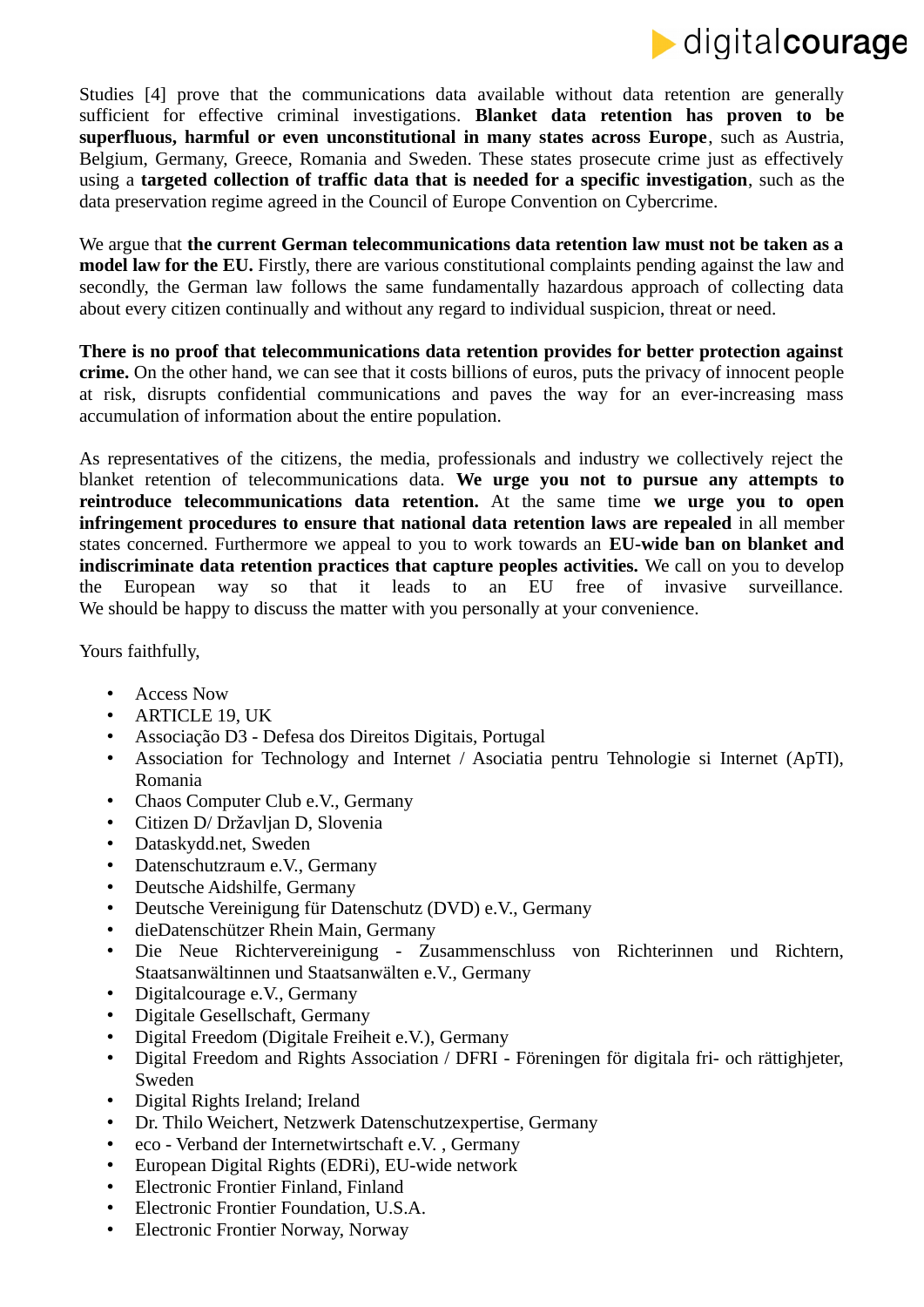Studies [4] prove that the communications data available without data retention are generally sufficient for effective criminal investigations. **Blanket data retention has proven to be superfluous, harmful or even unconstitutional in many states across Europe**, such as Austria, Belgium, Germany, Greece, Romania and Sweden. These states prosecute crime just as effectively using a **targeted collection of traffic data that is needed for a specific investigation**, such as the data preservation regime agreed in the Council of Europe Convention on Cybercrime.

We argue that **the current German telecommunications data retention law must not be taken as a model law for the EU.** Firstly, there are various constitutional complaints pending against the law and secondly, the German law follows the same fundamentally hazardous approach of collecting data about every citizen continually and without any regard to individual suspicion, threat or need.

**There is no proof that telecommunications data retention provides for better protection against crime.** On the other hand, we can see that it costs billions of euros, puts the privacy of innocent people at risk, disrupts confidential communications and paves the way for an ever-increasing mass accumulation of information about the entire population.

As representatives of the citizens, the media, professionals and industry we collectively reject the blanket retention of telecommunications data. **We urge you not to pursue any attempts to reintroduce telecommunications data retention.** At the same time **we urge you to open infringement procedures to ensure that national data retention laws are repealed** in all member states concerned. Furthermore we appeal to you to work towards an **EU-wide ban on blanket and indiscriminate data retention practices that capture peoples activities.** We call on you to develop the European way so that it leads to an EU free of invasive surveillance. We should be happy to discuss the matter with you personally at your convenience.

Yours faithfully,

- Access Now
- ARTICLE 19, UK
- Associação D3 - Defesa dos Direitos Digitais, Portugal
- Association for Technology and Internet / Asociatia pentru Tehnologie si Internet (ApTI), Romania
- Chaos Computer Club e.V., Germany
- Citizen D/ Državljan D, Slovenia
- Dataskydd.net, Sweden
- Datenschutzraum e.V., Germany
- Deutsche Aidshilfe, Germany
- Deutsche Vereinigung für Datenschutz (DVD) e.V., Germany
- dieDatenschützer Rhein Main, Germany
- Die Neue Richtervereinigung - Zusammenschluss von Richterinnen und Richtern, Staatsanwältinnen und Staatsanwälten e.V., Germany
- Digitalcourage e.V., Germany
- Digitale Gesellschaft, Germany
- Digital Freedom (Digitale Freiheit e.V.), Germany
- Digital Freedom and Rights Association / DFRI - Föreningen för digitala fri- och rättighjeter, Sweden
- Digital Rights Ireland; Ireland
- Dr. Thilo Weichert, Netzwerk Datenschutzexpertise, Germany
- eco - Verband der Internetwirtschaft e.V. , Germany
- European Digital Rights (EDRi), EU-wide network
- Electronic Frontier Finland, Finland
- Electronic Frontier Foundation, U.S.A.
- Electronic Frontier Norway, Norway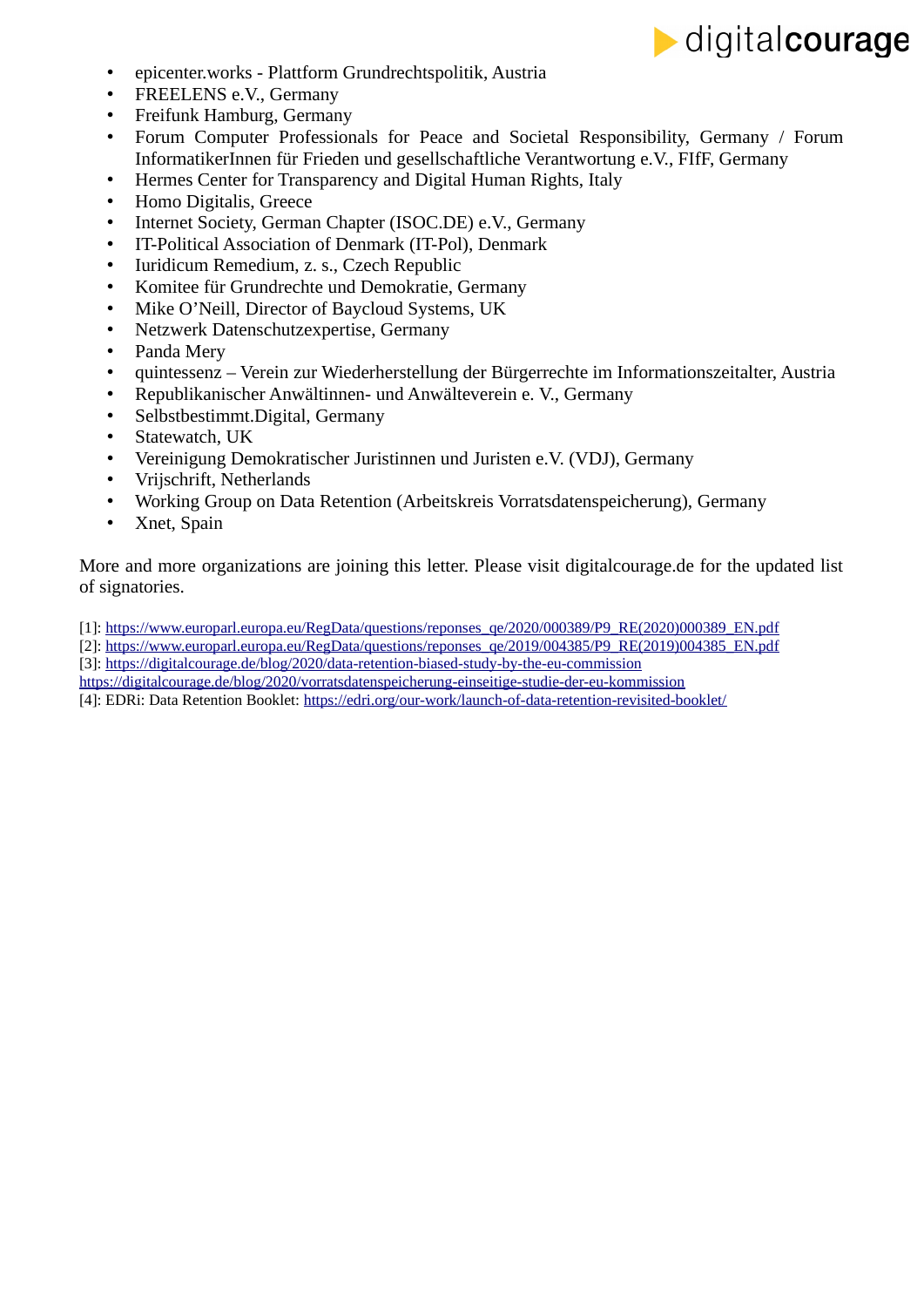- epicenter.works - Plattform Grundrechtspolitik, Austria
- FREELENS e.V., Germany
- Freifunk Hamburg, Germany
- Forum Computer Professionals for Peace and Societal Responsibility, Germany / Forum InformatikerInnen für Frieden und gesellschaftliche Verantwortung e.V., FIfF, Germany
- Hermes Center for Transparency and Digital Human Rights, Italy
- Homo Digitalis, Greece
- Internet Society, German Chapter (ISOC.DE) e.V., Germany
- IT-Political Association of Denmark (IT-Pol), Denmark
- Iuridicum Remedium, z. s., Czech Republic
- Komitee für Grundrechte und Demokratie, Germany
- Mike O'Neill, Director of Baycloud Systems, UK
- Netzwerk Datenschutzexpertise, Germany
- Panda Mery
- quintessenz – Verein zur Wiederherstellung der Bürgerrechte im Informationszeitalter, Austria
- Republikanischer Anwältinnen- und Anwälteverein e. V., Germany
- Selbstbestimmt.Digital, Germany
- Statewatch, UK
- Vereinigung Demokratischer Juristinnen und Juristen e.V. (VDJ), Germany
- Vrijschrift, Netherlands
- Working Group on Data Retention (Arbeitskreis Vorratsdatenspeicherung), Germany
- Xnet, Spain

More and more organizations are joining this letter. Please visit digitalcourage.de for the updated list of signatories.

[1]: https://www.europarl.europa.eu/RegData/questions/reponses_qe/2020/000389/P9_RE(2020)000389_EN.pdf
[2]: https://www.europarl.europa.eu/RegData/questions/reponses_qe/2019/004385/P9_RE(2019)004385_EN.pdf
[3]: https://digitalcourage.de/blog/2020/data-retention-biased-study-by-the-eu-commission
https://digitalcourage.de/blog/2020/vorratsdatenspeicherung-einseitige-studie-der-eu-kommission
[4]: EDRi: Data Retention Booklet: https://edri.org/our-work/launch-of-data-retention-revisited-booklet/